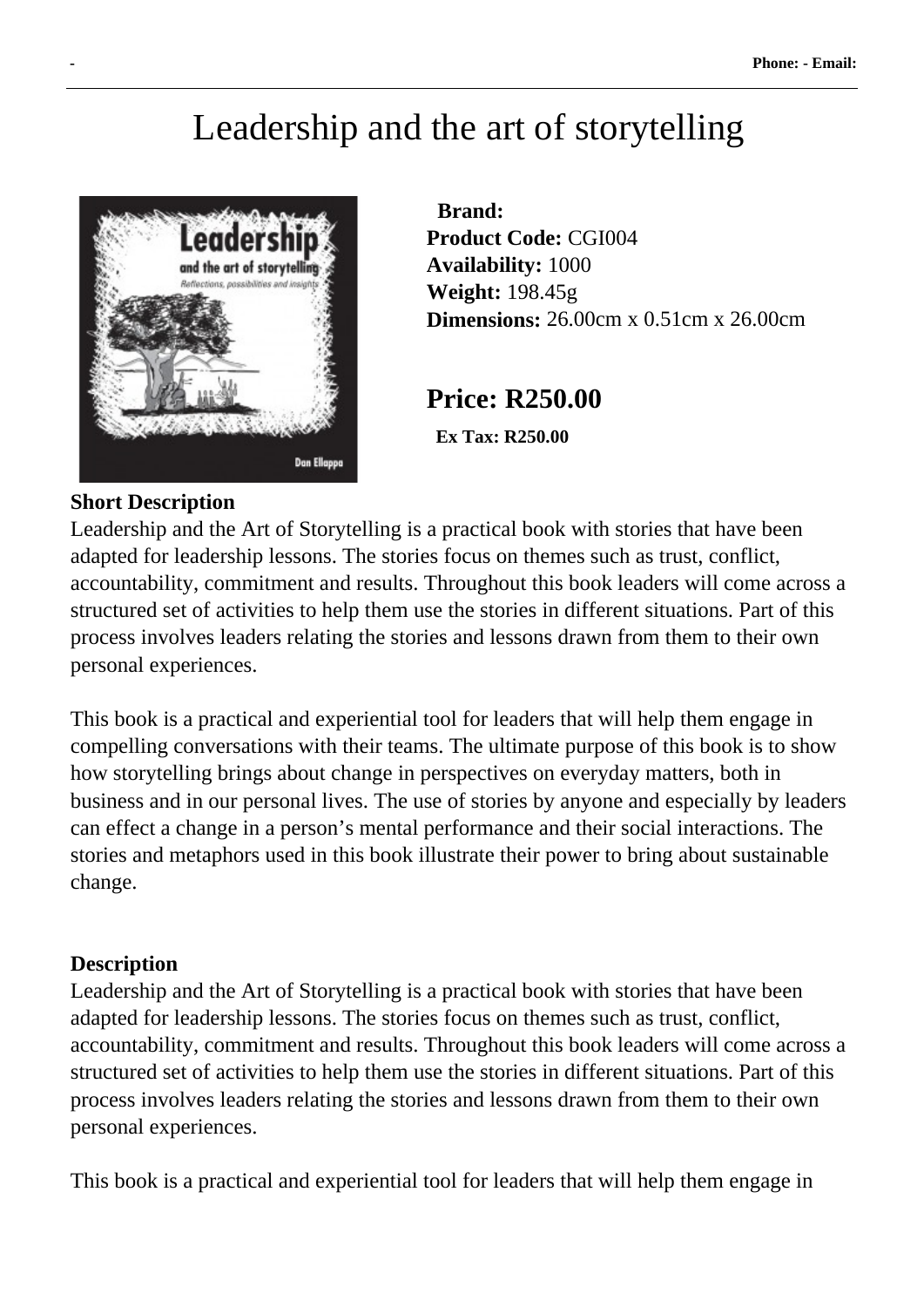# Leadership and the art of storytelling

**Brand:**
**Product Code:** CGI004
**Availability:** 1000
**Weight:** 198.45g
**Dimensions:** 26.00cm x 0.51cm x 26.00cm

**Price: R250.00**

**Ex Tax: R250.00**

**Short Description**

Leadership and the Art of Storytelling is a practical book with stories that have been adapted for leadership lessons. The stories focus on themes such as trust, conflict, accountability, commitment and results. Throughout this book leaders will come across a structured set of activities to help them use the stories in different situations. Part of this process involves leaders relating the stories and lessons drawn from them to their own personal experiences.

This book is a practical and experiential tool for leaders that will help them engage in compelling conversations with their teams. The ultimate purpose of this book is to show how storytelling brings about change in perspectives on everyday matters, both in business and in our personal lives. The use of stories by anyone and especially by leaders can effect a change in a person's mental performance and their social interactions. The stories and metaphors used in this book illustrate their power to bring about sustainable change.

**Description**

Leadership and the Art of Storytelling is a practical book with stories that have been adapted for leadership lessons. The stories focus on themes such as trust, conflict, accountability, commitment and results. Throughout this book leaders will come across a structured set of activities to help them use the stories in different situations. Part of this process involves leaders relating the stories and lessons drawn from them to their own personal experiences.

This book is a practical and experiential tool for leaders that will help them engage in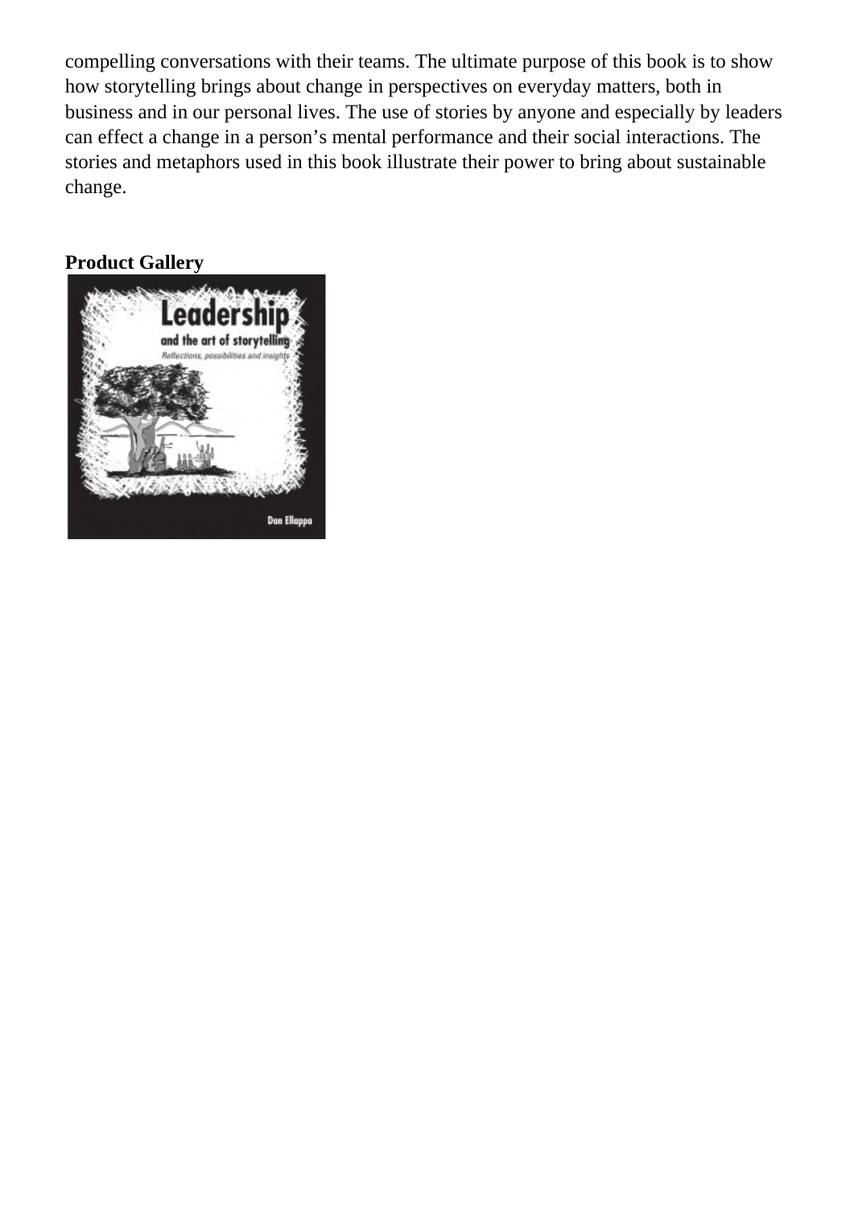compelling conversations with their teams. The ultimate purpose of this book is to show how storytelling brings about change in perspectives on everyday matters, both in business and in our personal lives. The use of stories by anyone and especially by leaders can effect a change in a person's mental performance and their social interactions. The stories and metaphors used in this book illustrate their power to bring about sustainable change.

**Product Gallery**